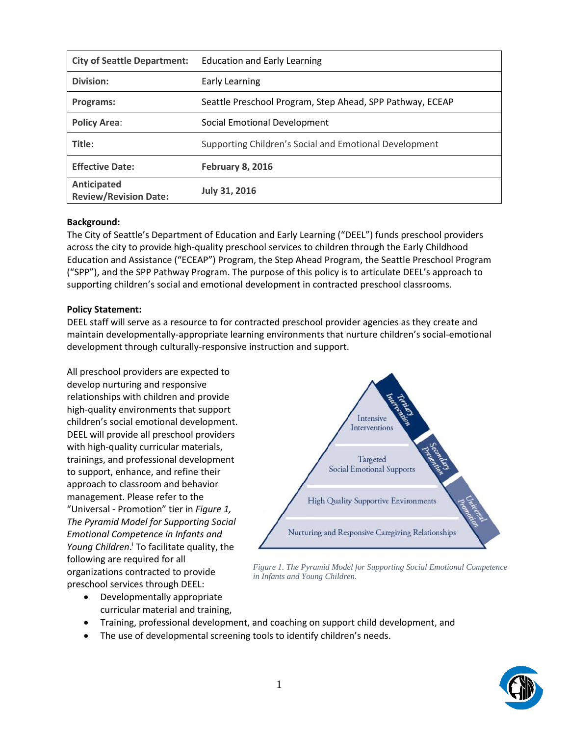| City of Seattle Department: | Education and Early Learning |
|---|---|
| Division: | Early Learning |
| Programs: | Seattle Preschool Program, Step Ahead, SPP Pathway, ECEAP |
| Policy Area: | Social Emotional Development |
| Title: | Supporting Children's Social and Emotional Development |
| Effective Date: | **February 8, 2016** |
| Anticipated Review/Revision Date: | **July 31, 2016** |

**Background:**

The City of Seattle's Department of Education and Early Learning ("DEEL") funds preschool providers across the city to provide high-quality preschool services to children through the Early Childhood Education and Assistance ("ECEAP") Program, the Step Ahead Program, the Seattle Preschool Program ("SPP"), and the SPP Pathway Program. The purpose of this policy is to articulate DEEL's approach to supporting children's social and emotional development in contracted preschool classrooms.

**Policy Statement:**

DEEL staff will serve as a resource to for contracted preschool provider agencies as they create and maintain developmentally-appropriate learning environments that nurture children's social-emotional development through culturally-responsive instruction and support.

All preschool providers are expected to develop nurturing and responsive relationships with children and provide high-quality environments that support children's social emotional development. DEEL will provide all preschool providers with high-quality curricular materials, trainings, and professional development to support, enhance, and refine their approach to classroom and behavior management. Please refer to the "Universal - Promotion" tier in *Figure 1, The Pyramid Model for Supporting Social Emotional Competence in Infants and Young Children*.[i] To facilitate quality, the following are required for all organizations contracted to provide preschool services through DEEL:

- Developmentally appropriate curricular material and training,
- Training, professional development, and coaching on support child development, and
- The use of developmental screening tools to identify children's needs.

Tertiary Intervention — Intensive Interventions

Secondary Prevention — Targeted Social Emotional Supports

Universal Promotion — High Quality Supportive Environments; Nurturing and Responsive Caregiving Relationships

*Figure 1. The Pyramid Model for Supporting Social Emotional Competence in Infants and Young Children.*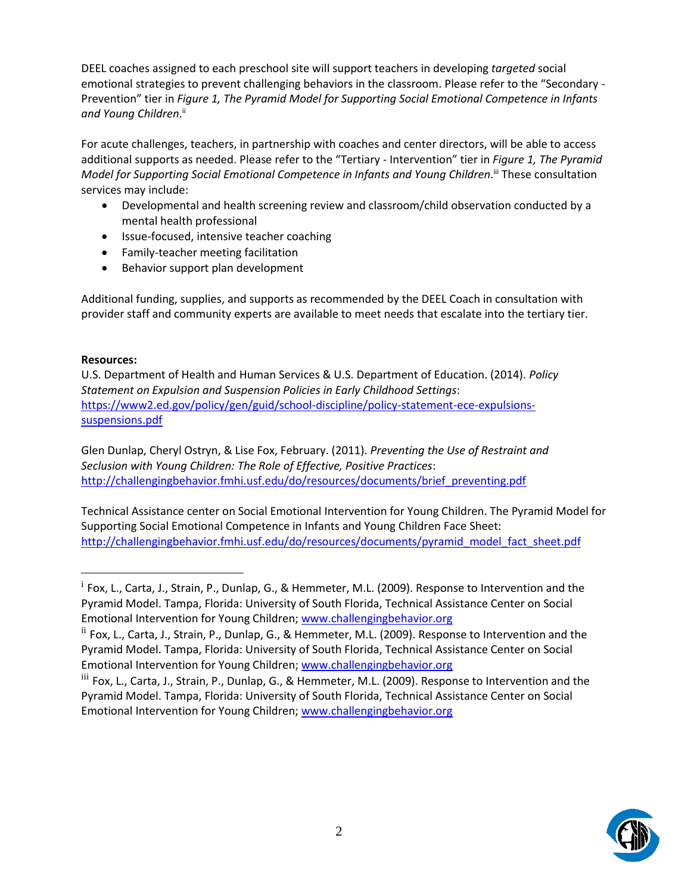DEEL coaches assigned to each preschool site will support teachers in developing *targeted* social emotional strategies to prevent challenging behaviors in the classroom. Please refer to the "Secondary - Prevention" tier in *Figure 1, The Pyramid Model for Supporting Social Emotional Competence in Infants and Young Children*.[ii]

For acute challenges, teachers, in partnership with coaches and center directors, will be able to access additional supports as needed. Please refer to the "Tertiary - Intervention" tier in *Figure 1, The Pyramid Model for Supporting Social Emotional Competence in Infants and Young Children*.[iii] These consultation services may include:

- Developmental and health screening review and classroom/child observation conducted by a mental health professional
- Issue-focused, intensive teacher coaching
- Family-teacher meeting facilitation
- Behavior support plan development

Additional funding, supplies, and supports as recommended by the DEEL Coach in consultation with provider staff and community experts are available to meet needs that escalate into the tertiary tier.

**Resources:**

U.S. Department of Health and Human Services & U.S. Department of Education. (2014). *Policy Statement on Expulsion and Suspension Policies in Early Childhood Settings*: https://www2.ed.gov/policy/gen/guid/school-discipline/policy-statement-ece-expulsions-suspensions.pdf

Glen Dunlap, Cheryl Ostryn, & Lise Fox, February. (2011). *Preventing the Use of Restraint and Seclusion with Young Children: The Role of Effective, Positive Practices*: http://challengingbehavior.fmhi.usf.edu/do/resources/documents/brief_preventing.pdf

Technical Assistance center on Social Emotional Intervention for Young Children. The Pyramid Model for Supporting Social Emotional Competence in Infants and Young Children Face Sheet: http://challengingbehavior.fmhi.usf.edu/do/resources/documents/pyramid_model_fact_sheet.pdf

---

[i] Fox, L., Carta, J., Strain, P., Dunlap, G., & Hemmeter, M.L. (2009). Response to Intervention and the Pyramid Model. Tampa, Florida: University of South Florida, Technical Assistance Center on Social Emotional Intervention for Young Children; www.challengingbehavior.org

[ii] Fox, L., Carta, J., Strain, P., Dunlap, G., & Hemmeter, M.L. (2009). Response to Intervention and the Pyramid Model. Tampa, Florida: University of South Florida, Technical Assistance Center on Social Emotional Intervention for Young Children; www.challengingbehavior.org

[iii] Fox, L., Carta, J., Strain, P., Dunlap, G., & Hemmeter, M.L. (2009). Response to Intervention and the Pyramid Model. Tampa, Florida: University of South Florida, Technical Assistance Center on Social Emotional Intervention for Young Children; www.challengingbehavior.org